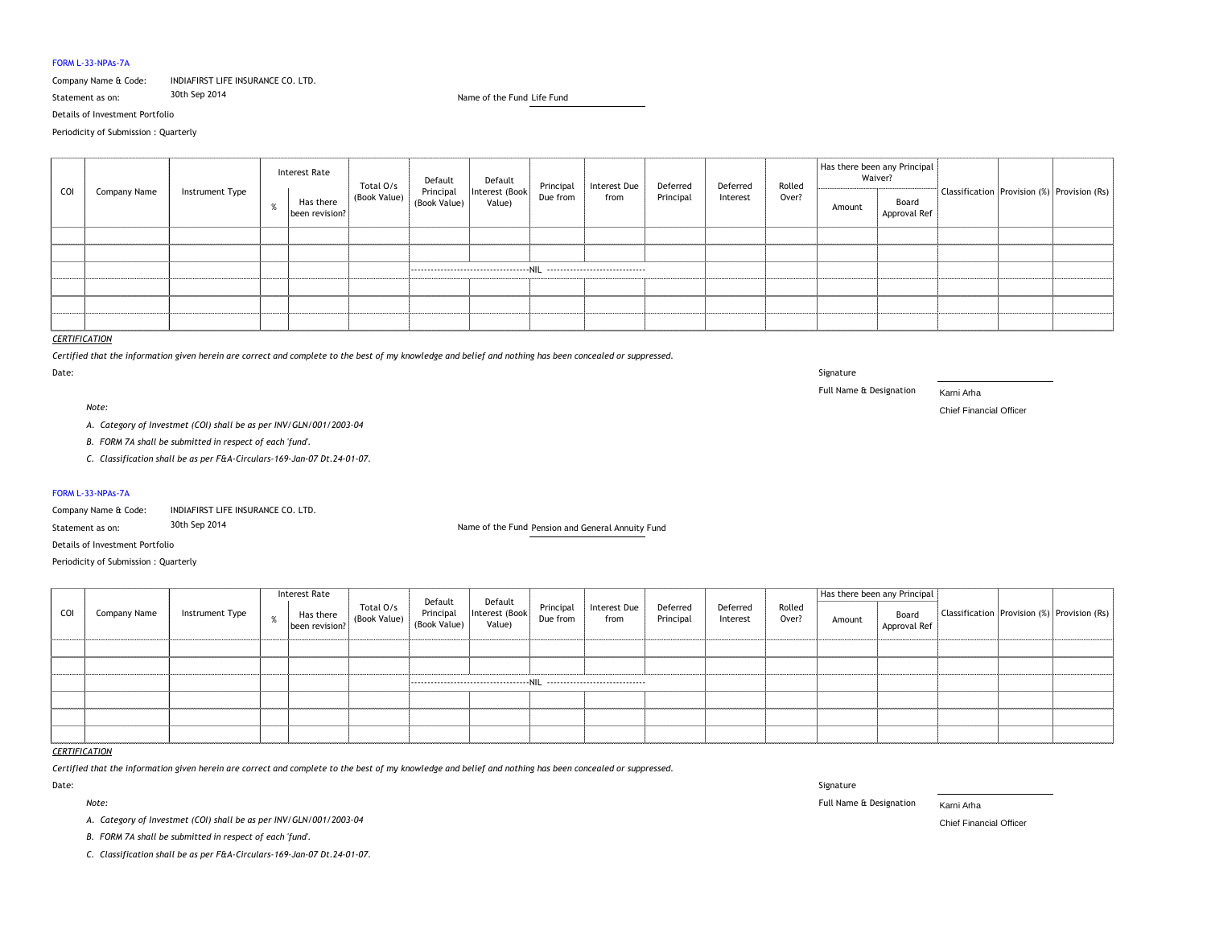FORM L-33-NPAs-7A

Company Name & Code: INDIAFIRST LIFE INSURANCE CO. LTD.

Statement as on: 30th Sep 2014

Name of the Fund Life Fund

Details of Investment Portfolio

Periodicity of Submission : Quarterly

| COI | Company Name | Instrument Type | Interest Rate | | Total O/s (Book Value) | Default Principal (Book Value) | Default Interest (Book Value) | Principal Due from | Interest Due from | Deferred Principal | Deferred Interest | Rolled Over? | Has there been any Principal Waiver? | | Classification | Provision (%) | Provision (Rs) |
|---|---|---|---|---|---|---|---|---|---|---|---|---|---|---|---|---|---|
| | | | % | Has there been revision? | | | | | | | | | Amount | Board Approval Ref | | | |
| | | | | | | | | | | | | | | | | | |
| | | | | | | | | | | | | | | | | | |
| | | | | | | NIL | | | | | | | | | | | |
| | | | | | | | | | | | | | | | | | |
| | | | | | | | | | | | | | | | | | |
| | | | | | | | | | | | | | | | | | |

*CERTIFICATION*

*Certified that the information given herein are correct and complete to the best of my knowledge and belief and nothing has been concealed or suppressed.*

Date:

Signature

Full Name & Designation: Karni Arha, Chief Financial Officer

*Note:*

*A. Category of Investmet (COI) shall be as per INV/GLN/001/2003-04*

*B. FORM 7A shall be submitted in respect of each 'fund'.*

*C. Classification shall be as per F&A-Circulars-169-Jan-07 Dt.24-01-07.*

FORM L-33-NPAs-7A

Company Name & Code: INDIAFIRST LIFE INSURANCE CO. LTD.

Statement as on: 30th Sep 2014

Name of the Fund Pension and General Annuity Fund

Details of Investment Portfolio

Periodicity of Submission : Quarterly

| COI | Company Name | Instrument Type | Interest Rate | | Total O/s (Book Value) | Default Principal (Book Value) | Default Interest (Book Value) | Principal Due from | Interest Due from | Deferred Principal | Deferred Interest | Rolled Over? | Has there been any Principal | | Classification | Provision (%) | Provision (Rs) |
|---|---|---|---|---|---|---|---|---|---|---|---|---|---|---|---|---|---|
| | | | % | Has there been revision? | | | | | | | | | Amount | Board Approval Ref | | | |
| | | | | | | | | | | | | | | | | | |
| | | | | | | | | | | | | | | | | | |
| | | | | | | NIL | | | | | | | | | | | |
| | | | | | | | | | | | | | | | | | |
| | | | | | | | | | | | | | | | | | |
| | | | | | | | | | | | | | | | | | |

*CERTIFICATION*

*Certified that the information given herein are correct and complete to the best of my knowledge and belief and nothing has been concealed or suppressed.*

Date:

Signature

Full Name & Designation: Karni Arha, Chief Financial Officer

*Note:*

*A. Category of Investmet (COI) shall be as per INV/GLN/001/2003-04*

*B. FORM 7A shall be submitted in respect of each 'fund'.*

*C. Classification shall be as per F&A-Circulars-169-Jan-07 Dt.24-01-07.*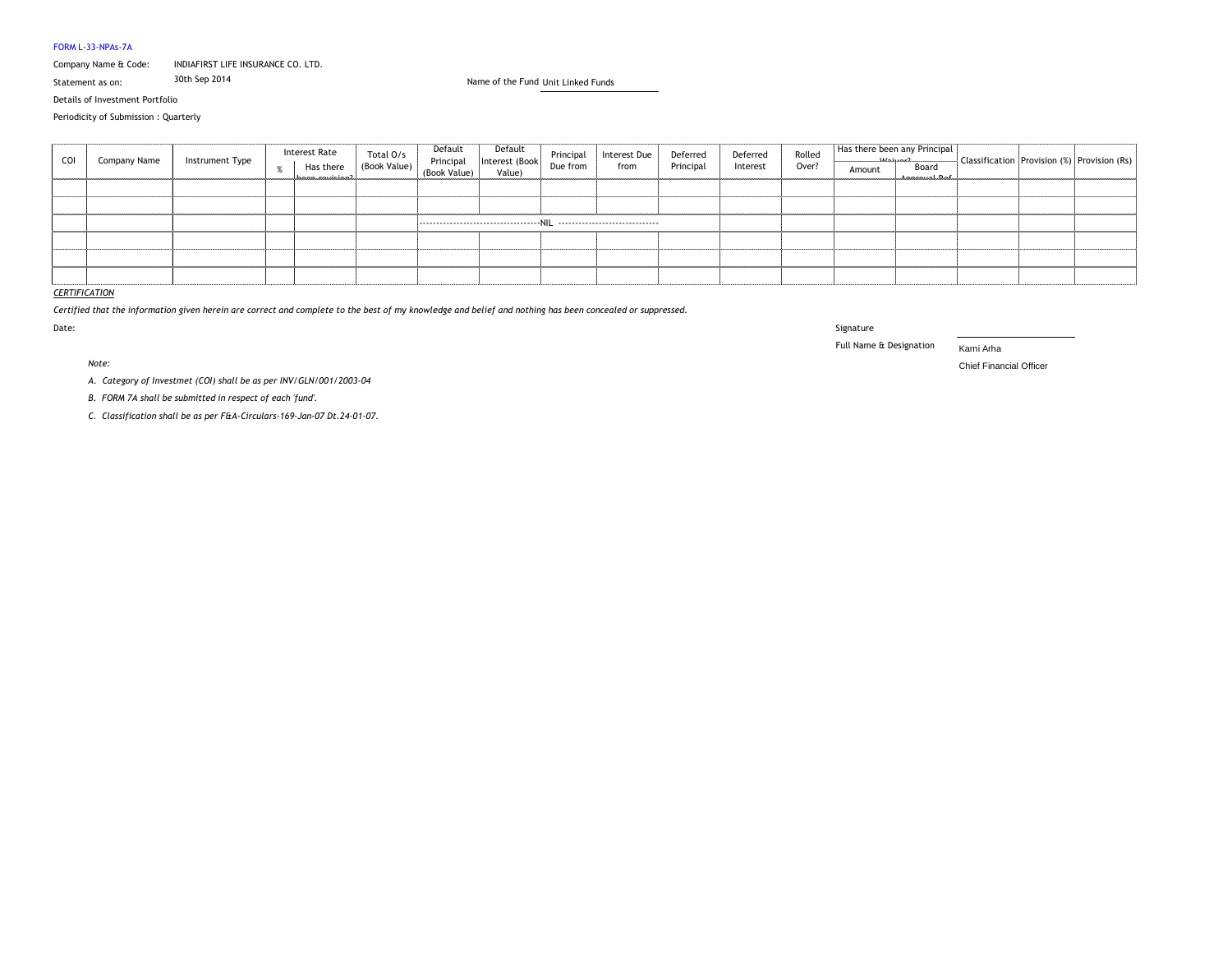FORM L-33-NPAs-7A

Company Name & Code: INDIAFIRST LIFE INSURANCE CO. LTD.

Statement as on: 30th Sep 2014

Name of the Fund Unit Linked Funds

Details of Investment Portfolio

Periodicity of Submission : Quarterly

| COI | Company Name | Instrument Type | Interest Rate | | Total O/s (Book Value) | Default Principal (Book Value) | Default Interest (Book Value) | Principal Due from | Interest Due from | Deferred Principal | Deferred Interest | Rolled Over? | Has there been any Principal Waiver? | | Classification | Provision (%) | Provision (Rs) |
|---|---|---|---|---|---|---|---|---|---|---|---|---|---|---|---|---|---|
| | | | % | Has there been revision? | | | | | | | | | Amount | Board Approval Ref | | | |
| | | | | | | | | | | | | | | | | | |
| | | | | | | | | | | | | | | | | | |
| | | | | | | -----NIL----- | | | | | | | | | | | |
| | | | | | | | | | | | | | | | | | |
| | | | | | | | | | | | | | | | | | |
| | | | | | | | | | | | | | | | | | |

*CERTIFICATION*

*Certified that the information given herein are correct and complete to the best of my knowledge and belief and nothing has been concealed or suppressed.*

Date:

Signature

Full Name & Designation Karni Arha

Chief Financial Officer

*Note:*

*A. Category of Investmet (COI) shall be as per INV/GLN/001/2003-04*

*B. FORM 7A shall be submitted in respect of each 'fund'.*

*C. Classification shall be as per F&A-Circulars-169-Jan-07 Dt.24-01-07.*